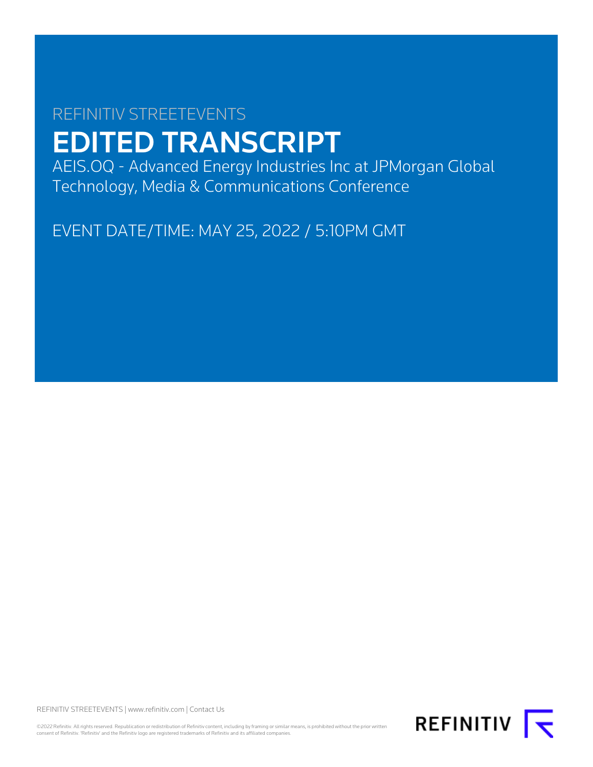REFINITIV STREETEVENTS

# EDITED TRANSCRIPT

AEIS.OQ - Advanced Energy Industries Inc at JPMorgan Global Technology, Media & Communications Conference

EVENT DATE/TIME: MAY 25, 2022 / 5:10PM GMT

REFINITIV STREETEVENTS | www.refinitiv.com | Contact Us

©2022 Refinitiv. All rights reserved. Republication or redistribution of Refinitiv content, including by framing or similar means, is prohibited without the prior written consent of Refinitiv. 'Refinitiv' and the Refinitiv logo are registered trademarks of Refinitiv and its affiliated companies.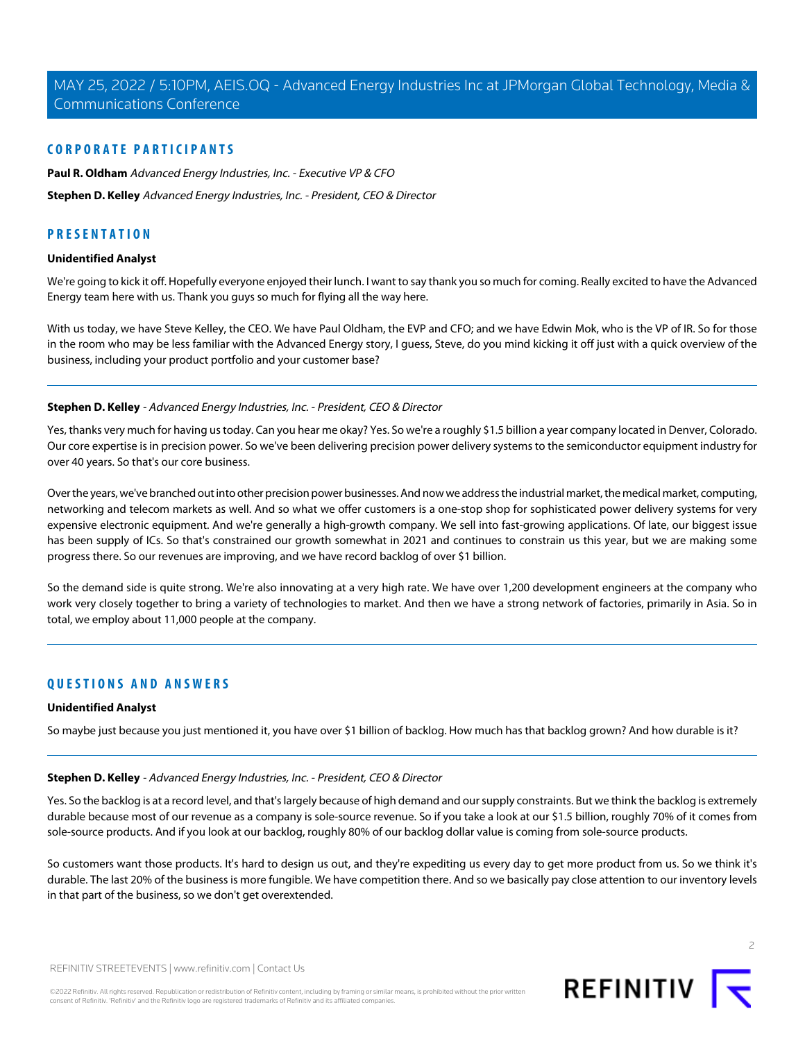## CORPORATE PARTICIPANTS

**Paul R. Oldham** *Advanced Energy Industries, Inc. - Executive VP & CFO*

**Stephen D. Kelley** *Advanced Energy Industries, Inc. - President, CEO & Director*

## PRESENTATION

### Unidentified Analyst

We're going to kick it off. Hopefully everyone enjoyed their lunch. I want to say thank you so much for coming. Really excited to have the Advanced Energy team here with us. Thank you guys so much for flying all the way here.

With us today, we have Steve Kelley, the CEO. We have Paul Oldham, the EVP and CFO; and we have Edwin Mok, who is the VP of IR. So for those in the room who may be less familiar with the Advanced Energy story, I guess, Steve, do you mind kicking it off just with a quick overview of the business, including your product portfolio and your customer base?

---

### Stephen D. Kelley - *Advanced Energy Industries, Inc. - President, CEO & Director*

Yes, thanks very much for having us today. Can you hear me okay? Yes. So we're a roughly $1.5 billion a year company located in Denver, Colorado. Our core expertise is in precision power. So we've been delivering precision power delivery systems to the semiconductor equipment industry for over 40 years. So that's our core business.

Over the years, we've branched out into other precision power businesses. And now we address the industrial market, the medical market, computing, networking and telecom markets as well. And so what we offer customers is a one-stop shop for sophisticated power delivery systems for very expensive electronic equipment. And we're generally a high-growth company. We sell into fast-growing applications. Of late, our biggest issue has been supply of ICs. So that's constrained our growth somewhat in 2021 and continues to constrain us this year, but we are making some progress there. So our revenues are improving, and we have record backlog of over $1 billion.

So the demand side is quite strong. We're also innovating at a very high rate. We have over 1,200 development engineers at the company who work very closely together to bring a variety of technologies to market. And then we have a strong network of factories, primarily in Asia. So in total, we employ about 11,000 people at the company.

---

## QUESTIONS AND ANSWERS

### Unidentified Analyst

So maybe just because you just mentioned it, you have over $1 billion of backlog. How much has that backlog grown? And how durable is it?

---

### Stephen D. Kelley - *Advanced Energy Industries, Inc. - President, CEO & Director*

Yes. So the backlog is at a record level, and that's largely because of high demand and our supply constraints. But we think the backlog is extremely durable because most of our revenue as a company is sole-source revenue. So if you take a look at our $1.5 billion, roughly 70% of it comes from sole-source products. And if you look at our backlog, roughly 80% of our backlog dollar value is coming from sole-source products.

So customers want those products. It's hard to design us out, and they're expediting us every day to get more product from us. So we think it's durable. The last 20% of the business is more fungible. We have competition there. And so we basically pay close attention to our inventory levels in that part of the business, so we don't get overextended.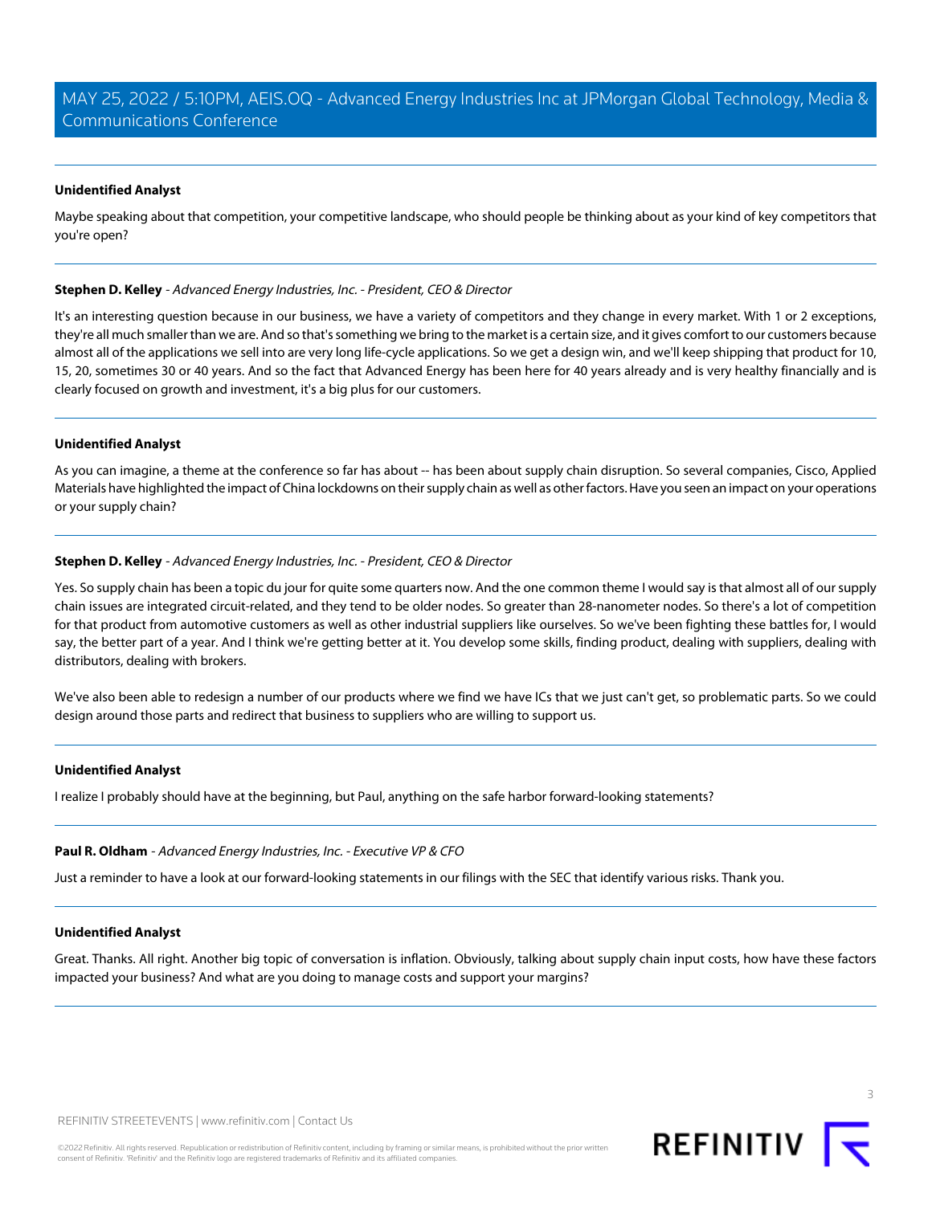**Unidentified Analyst**

Maybe speaking about that competition, your competitive landscape, who should people be thinking about as your kind of key competitors that you're open?

---

**Stephen D. Kelley** - *Advanced Energy Industries, Inc. - President, CEO & Director*

It's an interesting question because in our business, we have a variety of competitors and they change in every market. With 1 or 2 exceptions, they're all much smaller than we are. And so that's something we bring to the market is a certain size, and it gives comfort to our customers because almost all of the applications we sell into are very long life-cycle applications. So we get a design win, and we'll keep shipping that product for 10, 15, 20, sometimes 30 or 40 years. And so the fact that Advanced Energy has been here for 40 years already and is very healthy financially and is clearly focused on growth and investment, it's a big plus for our customers.

---

**Unidentified Analyst**

As you can imagine, a theme at the conference so far has about -- has been about supply chain disruption. So several companies, Cisco, Applied Materials have highlighted the impact of China lockdowns on their supply chain as well as other factors. Have you seen an impact on your operations or your supply chain?

---

**Stephen D. Kelley** - *Advanced Energy Industries, Inc. - President, CEO & Director*

Yes. So supply chain has been a topic du jour for quite some quarters now. And the one common theme I would say is that almost all of our supply chain issues are integrated circuit-related, and they tend to be older nodes. So greater than 28-nanometer nodes. So there's a lot of competition for that product from automotive customers as well as other industrial suppliers like ourselves. So we've been fighting these battles for, I would say, the better part of a year. And I think we're getting better at it. You develop some skills, finding product, dealing with suppliers, dealing with distributors, dealing with brokers.

We've also been able to redesign a number of our products where we find we have ICs that we just can't get, so problematic parts. So we could design around those parts and redirect that business to suppliers who are willing to support us.

---

**Unidentified Analyst**

I realize I probably should have at the beginning, but Paul, anything on the safe harbor forward-looking statements?

---

**Paul R. Oldham** - *Advanced Energy Industries, Inc. - Executive VP & CFO*

Just a reminder to have a look at our forward-looking statements in our filings with the SEC that identify various risks. Thank you.

---

**Unidentified Analyst**

Great. Thanks. All right. Another big topic of conversation is inflation. Obviously, talking about supply chain input costs, how have these factors impacted your business? And what are you doing to manage costs and support your margins?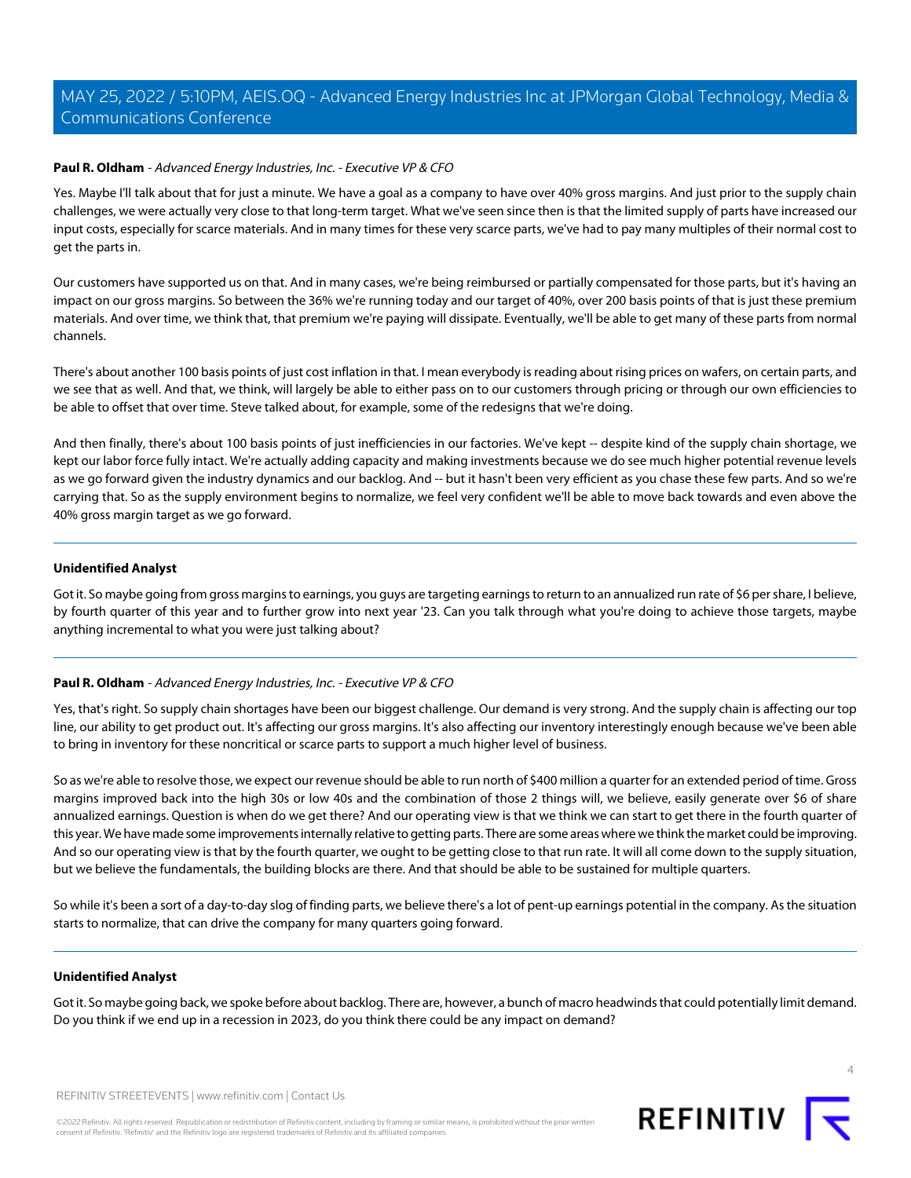**Paul R. Oldham** - *Advanced Energy Industries, Inc. - Executive VP & CFO*

Yes. Maybe I'll talk about that for just a minute. We have a goal as a company to have over 40% gross margins. And just prior to the supply chain challenges, we were actually very close to that long-term target. What we've seen since then is that the limited supply of parts have increased our input costs, especially for scarce materials. And in many times for these very scarce parts, we've had to pay many multiples of their normal cost to get the parts in.

Our customers have supported us on that. And in many cases, we're being reimbursed or partially compensated for those parts, but it's having an impact on our gross margins. So between the 36% we're running today and our target of 40%, over 200 basis points of that is just these premium materials. And over time, we think that, that premium we're paying will dissipate. Eventually, we'll be able to get many of these parts from normal channels.

There's about another 100 basis points of just cost inflation in that. I mean everybody is reading about rising prices on wafers, on certain parts, and we see that as well. And that, we think, will largely be able to either pass on to our customers through pricing or through our own efficiencies to be able to offset that over time. Steve talked about, for example, some of the redesigns that we're doing.

And then finally, there's about 100 basis points of just inefficiencies in our factories. We've kept -- despite kind of the supply chain shortage, we kept our labor force fully intact. We're actually adding capacity and making investments because we do see much higher potential revenue levels as we go forward given the industry dynamics and our backlog. And -- but it hasn't been very efficient as you chase these few parts. And so we're carrying that. So as the supply environment begins to normalize, we feel very confident we'll be able to move back towards and even above the 40% gross margin target as we go forward.

---

**Unidentified Analyst**

Got it. So maybe going from gross margins to earnings, you guys are targeting earnings to return to an annualized run rate of $6 per share, I believe, by fourth quarter of this year and to further grow into next year '23. Can you talk through what you're doing to achieve those targets, maybe anything incremental to what you were just talking about?

---

**Paul R. Oldham** - *Advanced Energy Industries, Inc. - Executive VP & CFO*

Yes, that's right. So supply chain shortages have been our biggest challenge. Our demand is very strong. And the supply chain is affecting our top line, our ability to get product out. It's affecting our gross margins. It's also affecting our inventory interestingly enough because we've been able to bring in inventory for these noncritical or scarce parts to support a much higher level of business.

So as we're able to resolve those, we expect our revenue should be able to run north of $400 million a quarter for an extended period of time. Gross margins improved back into the high 30s or low 40s and the combination of those 2 things will, we believe, easily generate over $6 of share annualized earnings. Question is when do we get there? And our operating view is that we think we can start to get there in the fourth quarter of this year. We have made some improvements internally relative to getting parts. There are some areas where we think the market could be improving. And so our operating view is that by the fourth quarter, we ought to be getting close to that run rate. It will all come down to the supply situation, but we believe the fundamentals, the building blocks are there. And that should be able to be sustained for multiple quarters.

So while it's been a sort of a day-to-day slog of finding parts, we believe there's a lot of pent-up earnings potential in the company. As the situation starts to normalize, that can drive the company for many quarters going forward.

---

**Unidentified Analyst**

Got it. So maybe going back, we spoke before about backlog. There are, however, a bunch of macro headwinds that could potentially limit demand. Do you think if we end up in a recession in 2023, do you think there could be any impact on demand?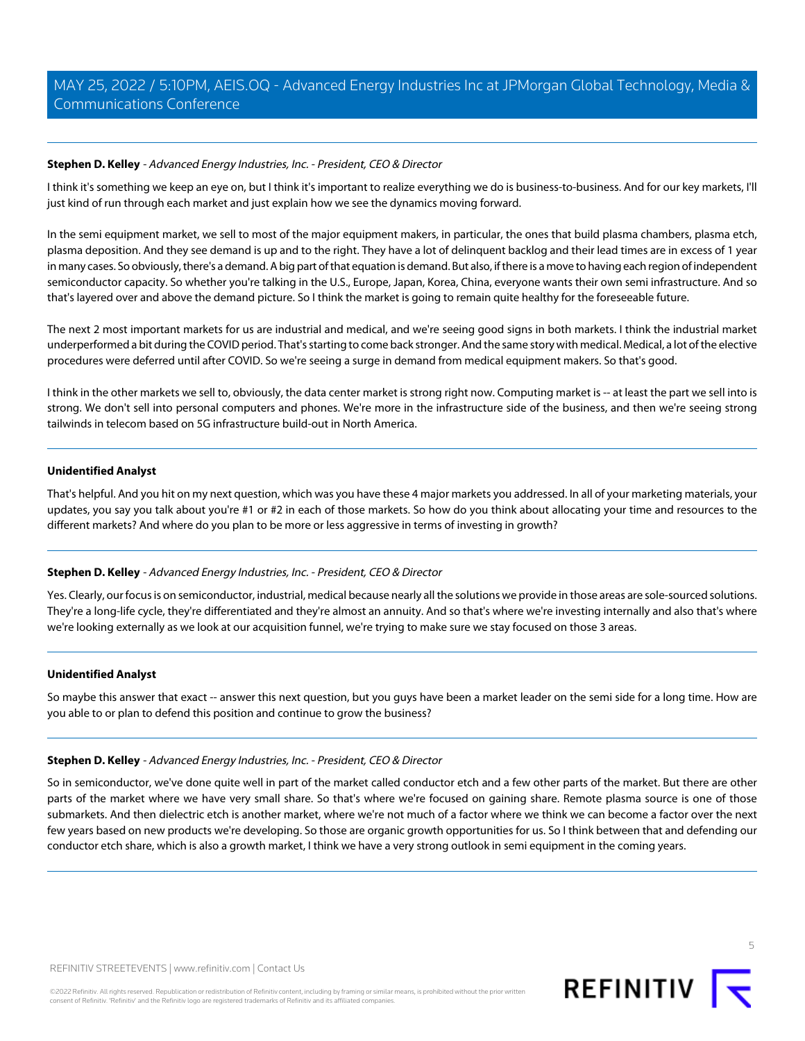**Stephen D. Kelley** - *Advanced Energy Industries, Inc. - President, CEO & Director*

I think it's something we keep an eye on, but I think it's important to realize everything we do is business-to-business. And for our key markets, I'll just kind of run through each market and just explain how we see the dynamics moving forward.

In the semi equipment market, we sell to most of the major equipment makers, in particular, the ones that build plasma chambers, plasma etch, plasma deposition. And they see demand is up and to the right. They have a lot of delinquent backlog and their lead times are in excess of 1 year in many cases. So obviously, there's a demand. A big part of that equation is demand. But also, if there is a move to having each region of independent semiconductor capacity. So whether you're talking in the U.S., Europe, Japan, Korea, China, everyone wants their own semi infrastructure. And so that's layered over and above the demand picture. So I think the market is going to remain quite healthy for the foreseeable future.

The next 2 most important markets for us are industrial and medical, and we're seeing good signs in both markets. I think the industrial market underperformed a bit during the COVID period. That's starting to come back stronger. And the same story with medical. Medical, a lot of the elective procedures were deferred until after COVID. So we're seeing a surge in demand from medical equipment makers. So that's good.

I think in the other markets we sell to, obviously, the data center market is strong right now. Computing market is -- at least the part we sell into is strong. We don't sell into personal computers and phones. We're more in the infrastructure side of the business, and then we're seeing strong tailwinds in telecom based on 5G infrastructure build-out in North America.

---

**Unidentified Analyst**

That's helpful. And you hit on my next question, which was you have these 4 major markets you addressed. In all of your marketing materials, your updates, you say you talk about you're #1 or #2 in each of those markets. So how do you think about allocating your time and resources to the different markets? And where do you plan to be more or less aggressive in terms of investing in growth?

---

**Stephen D. Kelley** - *Advanced Energy Industries, Inc. - President, CEO & Director*

Yes. Clearly, our focus is on semiconductor, industrial, medical because nearly all the solutions we provide in those areas are sole-sourced solutions. They're a long-life cycle, they're differentiated and they're almost an annuity. And so that's where we're investing internally and also that's where we're looking externally as we look at our acquisition funnel, we're trying to make sure we stay focused on those 3 areas.

---

**Unidentified Analyst**

So maybe this answer that exact -- answer this next question, but you guys have been a market leader on the semi side for a long time. How are you able to or plan to defend this position and continue to grow the business?

---

**Stephen D. Kelley** - *Advanced Energy Industries, Inc. - President, CEO & Director*

So in semiconductor, we've done quite well in part of the market called conductor etch and a few other parts of the market. But there are other parts of the market where we have very small share. So that's where we're focused on gaining share. Remote plasma source is one of those submarkets. And then dielectric etch is another market, where we're not much of a factor where we think we can become a factor over the next few years based on new products we're developing. So those are organic growth opportunities for us. So I think between that and defending our conductor etch share, which is also a growth market, I think we have a very strong outlook in semi equipment in the coming years.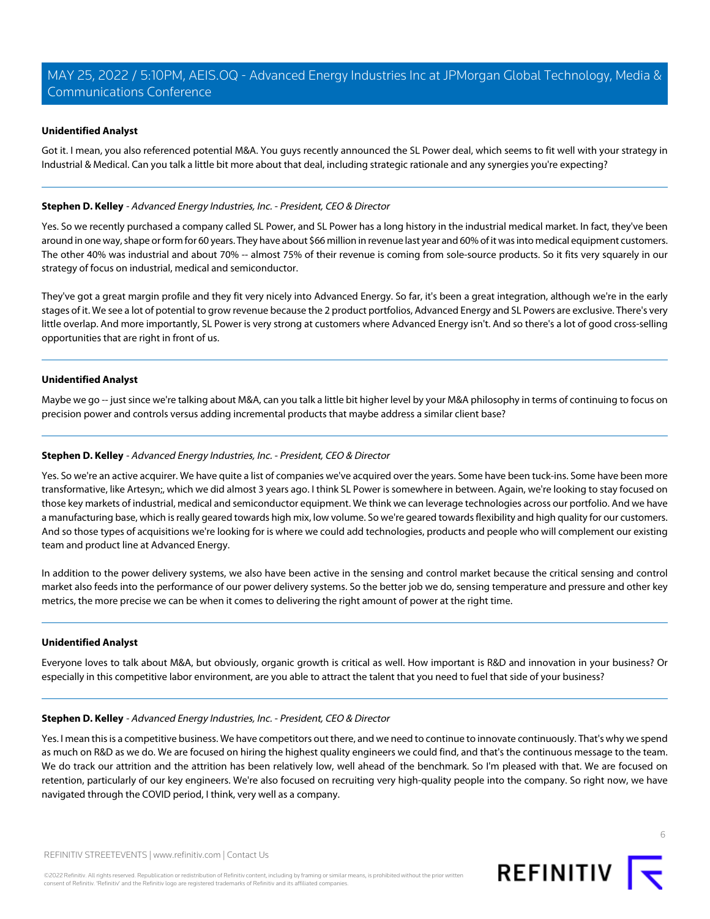**Unidentified Analyst**

Got it. I mean, you also referenced potential M&A. You guys recently announced the SL Power deal, which seems to fit well with your strategy in Industrial & Medical. Can you talk a little bit more about that deal, including strategic rationale and any synergies you're expecting?

---

**Stephen D. Kelley** - *Advanced Energy Industries, Inc. - President, CEO & Director*

Yes. So we recently purchased a company called SL Power, and SL Power has a long history in the industrial medical market. In fact, they've been around in one way, shape or form for 60 years. They have about $66 million in revenue last year and 60% of it was into medical equipment customers. The other 40% was industrial and about 70% -- almost 75% of their revenue is coming from sole-source products. So it fits very squarely in our strategy of focus on industrial, medical and semiconductor.

They've got a great margin profile and they fit very nicely into Advanced Energy. So far, it's been a great integration, although we're in the early stages of it. We see a lot of potential to grow revenue because the 2 product portfolios, Advanced Energy and SL Powers are exclusive. There's very little overlap. And more importantly, SL Power is very strong at customers where Advanced Energy isn't. And so there's a lot of good cross-selling opportunities that are right in front of us.

---

**Unidentified Analyst**

Maybe we go -- just since we're talking about M&A, can you talk a little bit higher level by your M&A philosophy in terms of continuing to focus on precision power and controls versus adding incremental products that maybe address a similar client base?

---

**Stephen D. Kelley** - *Advanced Energy Industries, Inc. - President, CEO & Director*

Yes. So we're an active acquirer. We have quite a list of companies we've acquired over the years. Some have been tuck-ins. Some have been more transformative, like Artesyn;, which we did almost 3 years ago. I think SL Power is somewhere in between. Again, we're looking to stay focused on those key markets of industrial, medical and semiconductor equipment. We think we can leverage technologies across our portfolio. And we have a manufacturing base, which is really geared towards high mix, low volume. So we're geared towards flexibility and high quality for our customers. And so those types of acquisitions we're looking for is where we could add technologies, products and people who will complement our existing team and product line at Advanced Energy.

In addition to the power delivery systems, we also have been active in the sensing and control market because the critical sensing and control market also feeds into the performance of our power delivery systems. So the better job we do, sensing temperature and pressure and other key metrics, the more precise we can be when it comes to delivering the right amount of power at the right time.

---

**Unidentified Analyst**

Everyone loves to talk about M&A, but obviously, organic growth is critical as well. How important is R&D and innovation in your business? Or especially in this competitive labor environment, are you able to attract the talent that you need to fuel that side of your business?

---

**Stephen D. Kelley** - *Advanced Energy Industries, Inc. - President, CEO & Director*

Yes. I mean this is a competitive business. We have competitors out there, and we need to continue to innovate continuously. That's why we spend as much on R&D as we do. We are focused on hiring the highest quality engineers we could find, and that's the continuous message to the team. We do track our attrition and the attrition has been relatively low, well ahead of the benchmark. So I'm pleased with that. We are focused on retention, particularly of our key engineers. We're also focused on recruiting very high-quality people into the company. So right now, we have navigated through the COVID period, I think, very well as a company.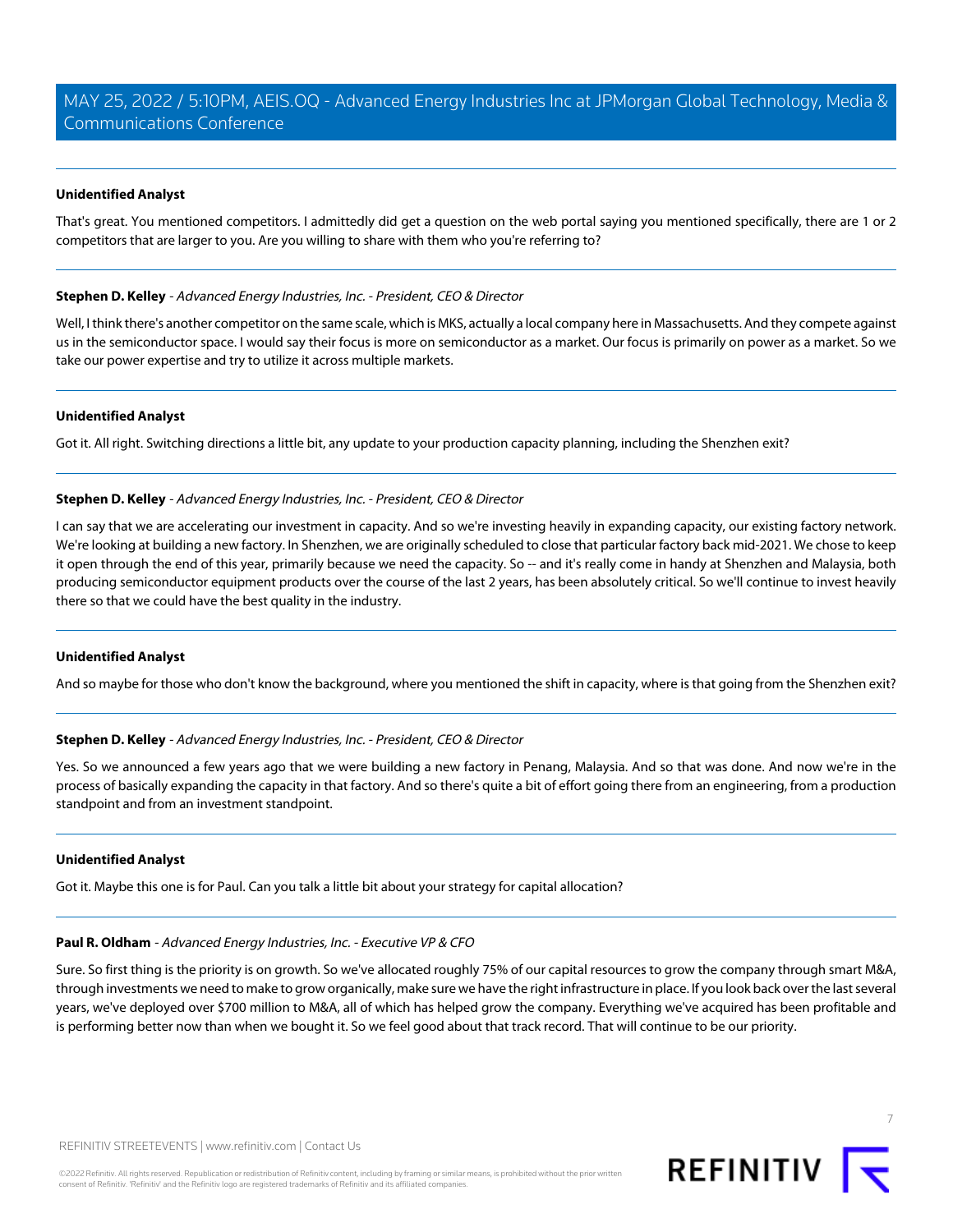**Unidentified Analyst**

That's great. You mentioned competitors. I admittedly did get a question on the web portal saying you mentioned specifically, there are 1 or 2 competitors that are larger to you. Are you willing to share with them who you're referring to?

**Stephen D. Kelley** - *Advanced Energy Industries, Inc. - President, CEO & Director*

Well, I think there's another competitor on the same scale, which is MKS, actually a local company here in Massachusetts. And they compete against us in the semiconductor space. I would say their focus is more on semiconductor as a market. Our focus is primarily on power as a market. So we take our power expertise and try to utilize it across multiple markets.

**Unidentified Analyst**

Got it. All right. Switching directions a little bit, any update to your production capacity planning, including the Shenzhen exit?

**Stephen D. Kelley** - *Advanced Energy Industries, Inc. - President, CEO & Director*

I can say that we are accelerating our investment in capacity. And so we're investing heavily in expanding capacity, our existing factory network. We're looking at building a new factory. In Shenzhen, we are originally scheduled to close that particular factory back mid-2021. We chose to keep it open through the end of this year, primarily because we need the capacity. So -- and it's really come in handy at Shenzhen and Malaysia, both producing semiconductor equipment products over the course of the last 2 years, has been absolutely critical. So we'll continue to invest heavily there so that we could have the best quality in the industry.

**Unidentified Analyst**

And so maybe for those who don't know the background, where you mentioned the shift in capacity, where is that going from the Shenzhen exit?

**Stephen D. Kelley** - *Advanced Energy Industries, Inc. - President, CEO & Director*

Yes. So we announced a few years ago that we were building a new factory in Penang, Malaysia. And so that was done. And now we're in the process of basically expanding the capacity in that factory. And so there's quite a bit of effort going there from an engineering, from a production standpoint and from an investment standpoint.

**Unidentified Analyst**

Got it. Maybe this one is for Paul. Can you talk a little bit about your strategy for capital allocation?

**Paul R. Oldham** - *Advanced Energy Industries, Inc. - Executive VP & CFO*

Sure. So first thing is the priority is on growth. So we've allocated roughly 75% of our capital resources to grow the company through smart M&A, through investments we need to make to grow organically, make sure we have the right infrastructure in place. If you look back over the last several years, we've deployed over $700 million to M&A, all of which has helped grow the company. Everything we've acquired has been profitable and is performing better now than when we bought it. So we feel good about that track record. That will continue to be our priority.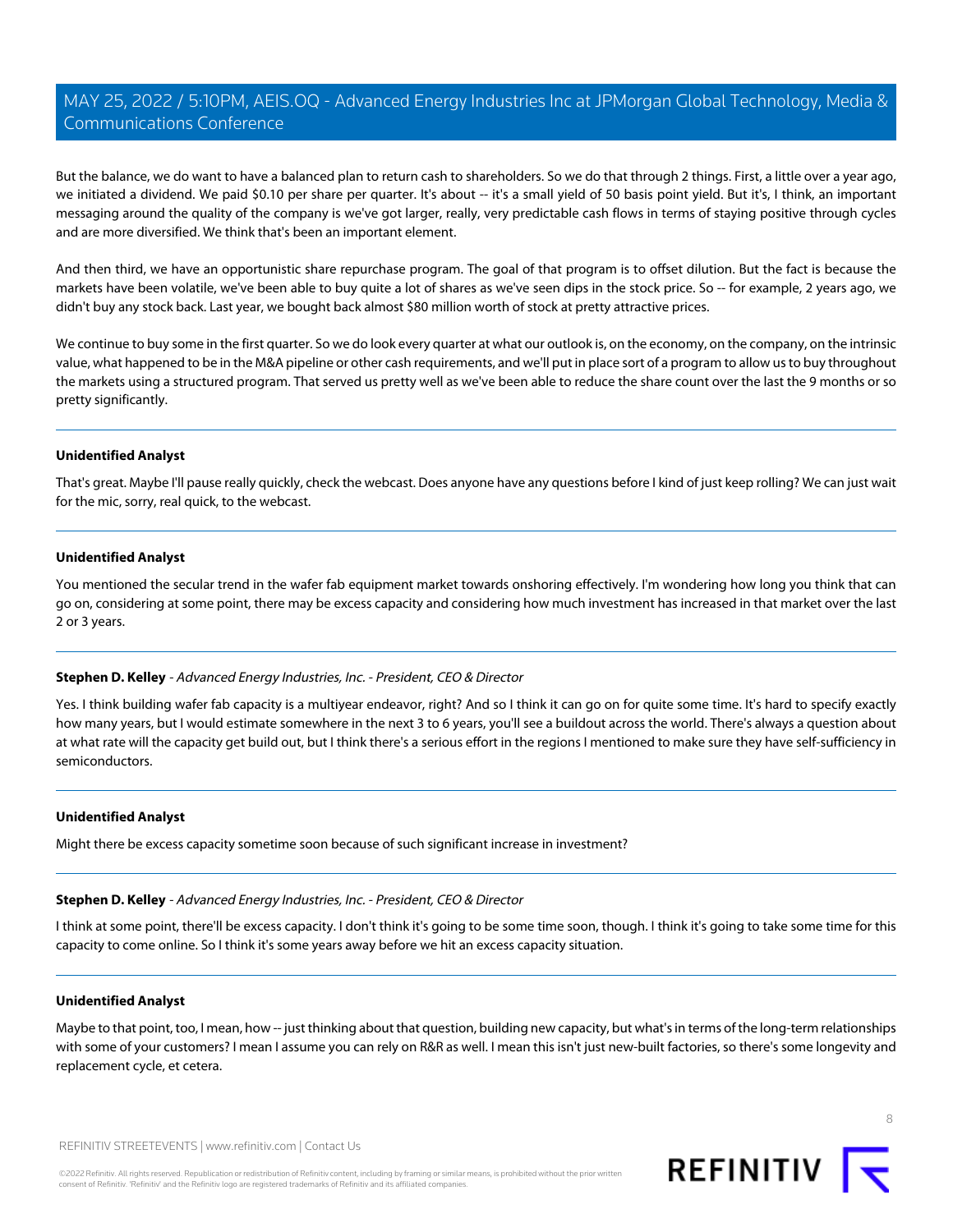But the balance, we do want to have a balanced plan to return cash to shareholders. So we do that through 2 things. First, a little over a year ago, we initiated a dividend. We paid $0.10 per share per quarter. It's about -- it's a small yield of 50 basis point yield. But it's, I think, an important messaging around the quality of the company is we've got larger, really, very predictable cash flows in terms of staying positive through cycles and are more diversified. We think that's been an important element.

And then third, we have an opportunistic share repurchase program. The goal of that program is to offset dilution. But the fact is because the markets have been volatile, we've been able to buy quite a lot of shares as we've seen dips in the stock price. So -- for example, 2 years ago, we didn't buy any stock back. Last year, we bought back almost $80 million worth of stock at pretty attractive prices.

We continue to buy some in the first quarter. So we do look every quarter at what our outlook is, on the economy, on the company, on the intrinsic value, what happened to be in the M&A pipeline or other cash requirements, and we'll put in place sort of a program to allow us to buy throughout the markets using a structured program. That served us pretty well as we've been able to reduce the share count over the last the 9 months or so pretty significantly.

---

**Unidentified Analyst**

That's great. Maybe I'll pause really quickly, check the webcast. Does anyone have any questions before I kind of just keep rolling? We can just wait for the mic, sorry, real quick, to the webcast.

---

**Unidentified Analyst**

You mentioned the secular trend in the wafer fab equipment market towards onshoring effectively. I'm wondering how long you think that can go on, considering at some point, there may be excess capacity and considering how much investment has increased in that market over the last 2 or 3 years.

---

**Stephen D. Kelley** - *Advanced Energy Industries, Inc. - President, CEO & Director*

Yes. I think building wafer fab capacity is a multiyear endeavor, right? And so I think it can go on for quite some time. It's hard to specify exactly how many years, but I would estimate somewhere in the next 3 to 6 years, you'll see a buildout across the world. There's always a question about at what rate will the capacity get build out, but I think there's a serious effort in the regions I mentioned to make sure they have self-sufficiency in semiconductors.

---

**Unidentified Analyst**

Might there be excess capacity sometime soon because of such significant increase in investment?

---

**Stephen D. Kelley** - *Advanced Energy Industries, Inc. - President, CEO & Director*

I think at some point, there'll be excess capacity. I don't think it's going to be some time soon, though. I think it's going to take some time for this capacity to come online. So I think it's some years away before we hit an excess capacity situation.

---

**Unidentified Analyst**

Maybe to that point, too, I mean, how -- just thinking about that question, building new capacity, but what's in terms of the long-term relationships with some of your customers? I mean I assume you can rely on R&R as well. I mean this isn't just new-built factories, so there's some longevity and replacement cycle, et cetera.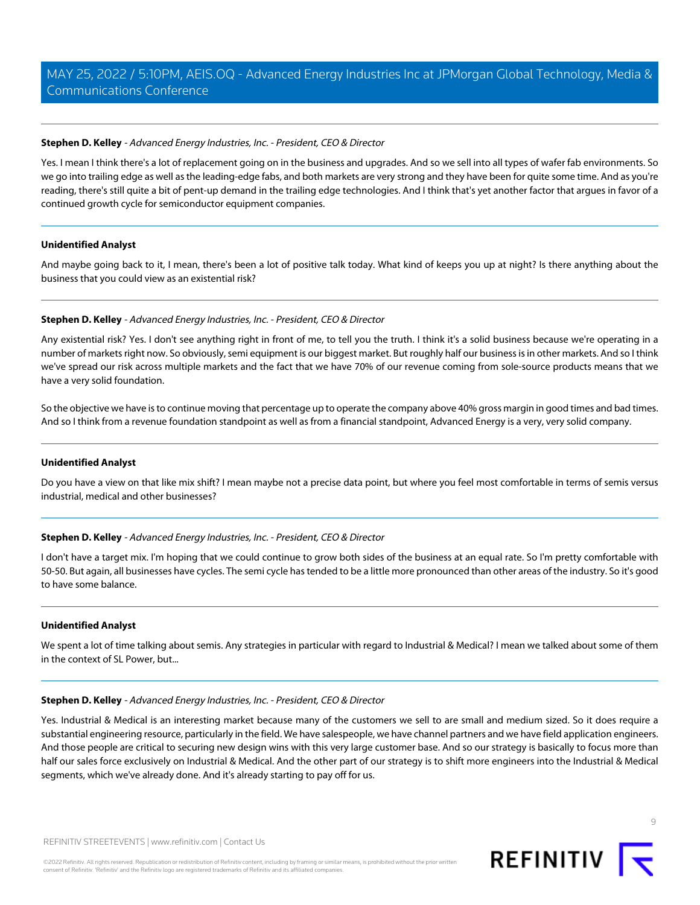**Stephen D. Kelley** - *Advanced Energy Industries, Inc. - President, CEO & Director*

Yes. I mean I think there's a lot of replacement going on in the business and upgrades. And so we sell into all types of wafer fab environments. So we go into trailing edge as well as the leading-edge fabs, and both markets are very strong and they have been for quite some time. And as you're reading, there's still quite a bit of pent-up demand in the trailing edge technologies. And I think that's yet another factor that argues in favor of a continued growth cycle for semiconductor equipment companies.

---

**Unidentified Analyst**

And maybe going back to it, I mean, there's been a lot of positive talk today. What kind of keeps you up at night? Is there anything about the business that you could view as an existential risk?

---

**Stephen D. Kelley** - *Advanced Energy Industries, Inc. - President, CEO & Director*

Any existential risk? Yes. I don't see anything right in front of me, to tell you the truth. I think it's a solid business because we're operating in a number of markets right now. So obviously, semi equipment is our biggest market. But roughly half our business is in other markets. And so I think we've spread our risk across multiple markets and the fact that we have 70% of our revenue coming from sole-source products means that we have a very solid foundation.

So the objective we have is to continue moving that percentage up to operate the company above 40% gross margin in good times and bad times. And so I think from a revenue foundation standpoint as well as from a financial standpoint, Advanced Energy is a very, very solid company.

---

**Unidentified Analyst**

Do you have a view on that like mix shift? I mean maybe not a precise data point, but where you feel most comfortable in terms of semis versus industrial, medical and other businesses?

---

**Stephen D. Kelley** - *Advanced Energy Industries, Inc. - President, CEO & Director*

I don't have a target mix. I'm hoping that we could continue to grow both sides of the business at an equal rate. So I'm pretty comfortable with 50-50. But again, all businesses have cycles. The semi cycle has tended to be a little more pronounced than other areas of the industry. So it's good to have some balance.

---

**Unidentified Analyst**

We spent a lot of time talking about semis. Any strategies in particular with regard to Industrial & Medical? I mean we talked about some of them in the context of SL Power, but...

---

**Stephen D. Kelley** - *Advanced Energy Industries, Inc. - President, CEO & Director*

Yes. Industrial & Medical is an interesting market because many of the customers we sell to are small and medium sized. So it does require a substantial engineering resource, particularly in the field. We have salespeople, we have channel partners and we have field application engineers. And those people are critical to securing new design wins with this very large customer base. And so our strategy is basically to focus more than half our sales force exclusively on Industrial & Medical. And the other part of our strategy is to shift more engineers into the Industrial & Medical segments, which we've already done. And it's already starting to pay off for us.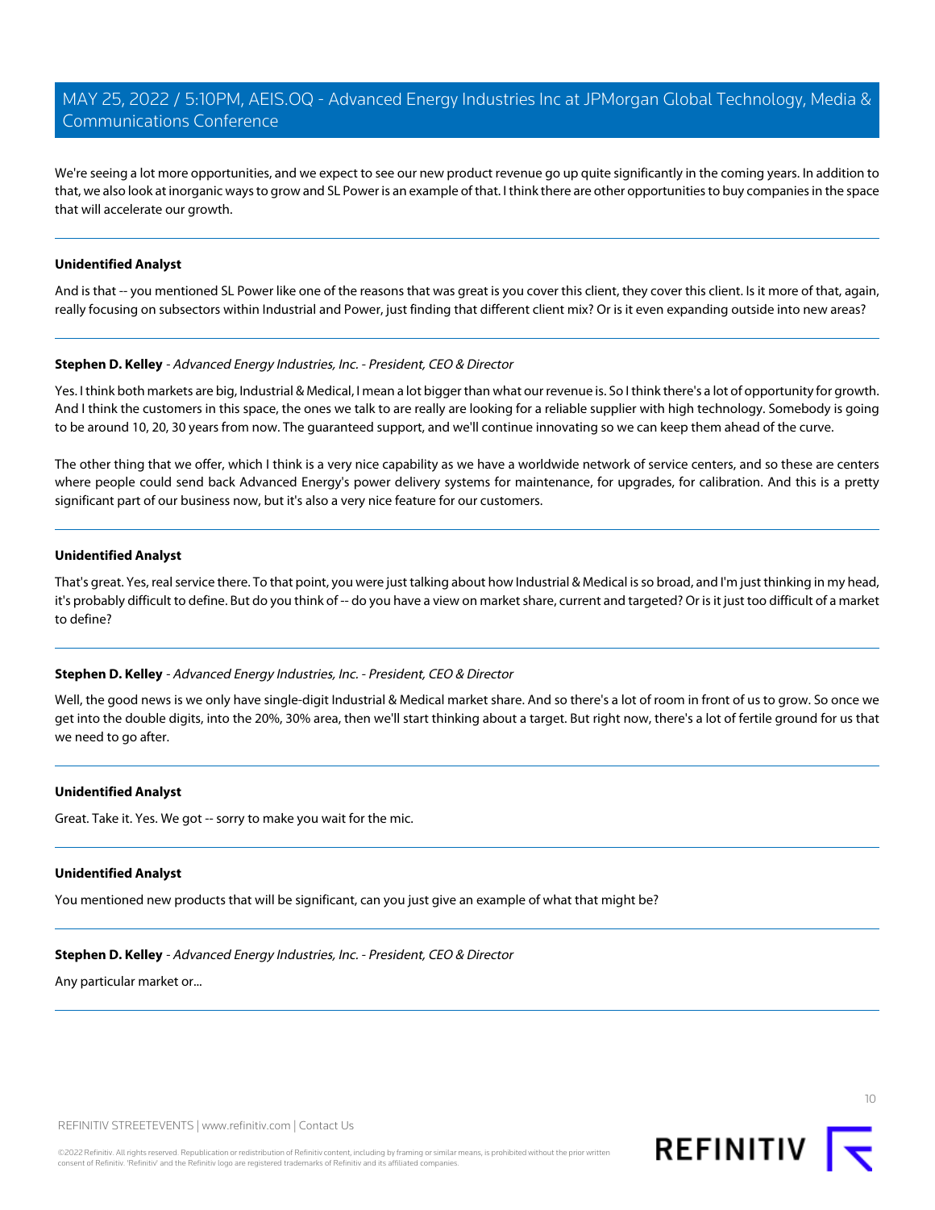We're seeing a lot more opportunities, and we expect to see our new product revenue go up quite significantly in the coming years. In addition to that, we also look at inorganic ways to grow and SL Power is an example of that. I think there are other opportunities to buy companies in the space that will accelerate our growth.

---

**Unidentified Analyst**

And is that -- you mentioned SL Power like one of the reasons that was great is you cover this client, they cover this client. Is it more of that, again, really focusing on subsectors within Industrial and Power, just finding that different client mix? Or is it even expanding outside into new areas?

---

**Stephen D. Kelley** - *Advanced Energy Industries, Inc. - President, CEO & Director*

Yes. I think both markets are big, Industrial & Medical, I mean a lot bigger than what our revenue is. So I think there's a lot of opportunity for growth. And I think the customers in this space, the ones we talk to are really are looking for a reliable supplier with high technology. Somebody is going to be around 10, 20, 30 years from now. The guaranteed support, and we'll continue innovating so we can keep them ahead of the curve.

The other thing that we offer, which I think is a very nice capability as we have a worldwide network of service centers, and so these are centers where people could send back Advanced Energy's power delivery systems for maintenance, for upgrades, for calibration. And this is a pretty significant part of our business now, but it's also a very nice feature for our customers.

---

**Unidentified Analyst**

That's great. Yes, real service there. To that point, you were just talking about how Industrial & Medical is so broad, and I'm just thinking in my head, it's probably difficult to define. But do you think of -- do you have a view on market share, current and targeted? Or is it just too difficult of a market to define?

---

**Stephen D. Kelley** - *Advanced Energy Industries, Inc. - President, CEO & Director*

Well, the good news is we only have single-digit Industrial & Medical market share. And so there's a lot of room in front of us to grow. So once we get into the double digits, into the 20%, 30% area, then we'll start thinking about a target. But right now, there's a lot of fertile ground for us that we need to go after.

---

**Unidentified Analyst**

Great. Take it. Yes. We got -- sorry to make you wait for the mic.

---

**Unidentified Analyst**

You mentioned new products that will be significant, can you just give an example of what that might be?

---

**Stephen D. Kelley** - *Advanced Energy Industries, Inc. - President, CEO & Director*

Any particular market or...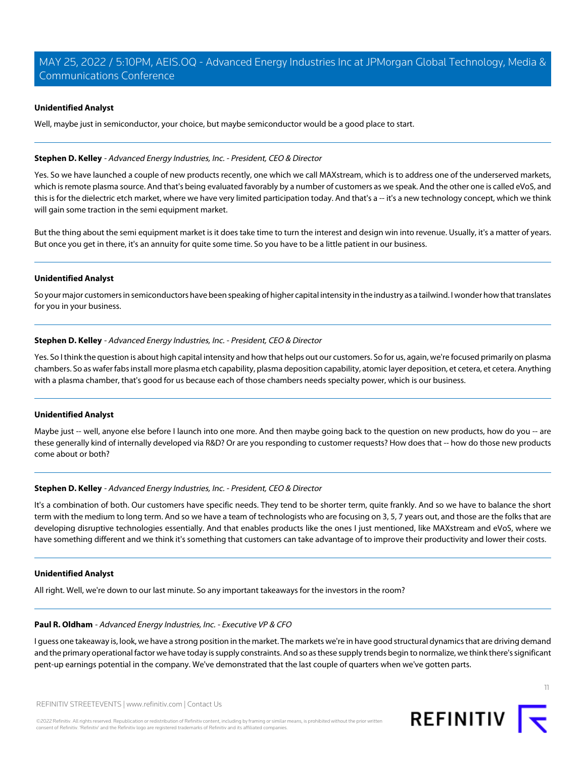**Unidentified Analyst**

Well, maybe just in semiconductor, your choice, but maybe semiconductor would be a good place to start.

---

**Stephen D. Kelley** - *Advanced Energy Industries, Inc. - President, CEO & Director*

Yes. So we have launched a couple of new products recently, one which we call MAXstream, which is to address one of the underserved markets, which is remote plasma source. And that's being evaluated favorably by a number of customers as we speak. And the other one is called eVoS, and this is for the dielectric etch market, where we have very limited participation today. And that's a -- it's a new technology concept, which we think will gain some traction in the semi equipment market.

But the thing about the semi equipment market is it does take time to turn the interest and design win into revenue. Usually, it's a matter of years. But once you get in there, it's an annuity for quite some time. So you have to be a little patient in our business.

---

**Unidentified Analyst**

So your major customers in semiconductors have been speaking of higher capital intensity in the industry as a tailwind. I wonder how that translates for you in your business.

---

**Stephen D. Kelley** - *Advanced Energy Industries, Inc. - President, CEO & Director*

Yes. So I think the question is about high capital intensity and how that helps out our customers. So for us, again, we're focused primarily on plasma chambers. So as wafer fabs install more plasma etch capability, plasma deposition capability, atomic layer deposition, et cetera, et cetera. Anything with a plasma chamber, that's good for us because each of those chambers needs specialty power, which is our business.

---

**Unidentified Analyst**

Maybe just -- well, anyone else before I launch into one more. And then maybe going back to the question on new products, how do you -- are these generally kind of internally developed via R&D? Or are you responding to customer requests? How does that -- how do those new products come about or both?

---

**Stephen D. Kelley** - *Advanced Energy Industries, Inc. - President, CEO & Director*

It's a combination of both. Our customers have specific needs. They tend to be shorter term, quite frankly. And so we have to balance the short term with the medium to long term. And so we have a team of technologists who are focusing on 3, 5, 7 years out, and those are the folks that are developing disruptive technologies essentially. And that enables products like the ones I just mentioned, like MAXstream and eVoS, where we have something different and we think it's something that customers can take advantage of to improve their productivity and lower their costs.

---

**Unidentified Analyst**

All right. Well, we're down to our last minute. So any important takeaways for the investors in the room?

---

**Paul R. Oldham** - *Advanced Energy Industries, Inc. - Executive VP & CFO*

I guess one takeaway is, look, we have a strong position in the market. The markets we're in have good structural dynamics that are driving demand and the primary operational factor we have today is supply constraints. And so as these supply trends begin to normalize, we think there's significant pent-up earnings potential in the company. We've demonstrated that the last couple of quarters when we've gotten parts.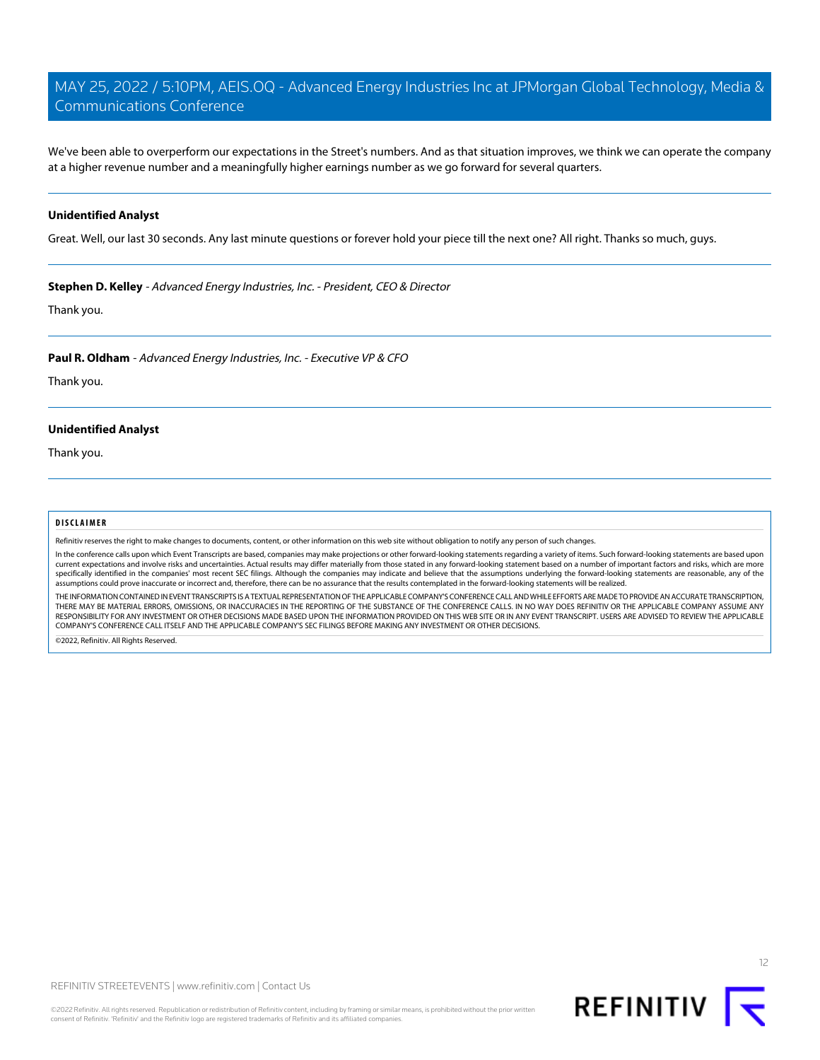We've been able to overperform our expectations in the Street's numbers. And as that situation improves, we think we can operate the company at a higher revenue number and a meaningfully higher earnings number as we go forward for several quarters.

---

**Unidentified Analyst**

Great. Well, our last 30 seconds. Any last minute questions or forever hold your piece till the next one? All right. Thanks so much, guys.

---

**Stephen D. Kelley** - *Advanced Energy Industries, Inc. - President, CEO & Director*

Thank you.

---

**Paul R. Oldham** - *Advanced Energy Industries, Inc. - Executive VP & CFO*

Thank you.

---

**Unidentified Analyst**

Thank you.

---

**DISCLAIMER**

Refinitiv reserves the right to make changes to documents, content, or other information on this web site without obligation to notify any person of such changes.

In the conference calls upon which Event Transcripts are based, companies may make projections or other forward-looking statements regarding a variety of items. Such forward-looking statements are based upon current expectations and involve risks and uncertainties. Actual results may differ materially from those stated in any forward-looking statement based on a number of important factors and risks, which are more specifically identified in the companies' most recent SEC filings. Although the companies may indicate and believe that the assumptions underlying the forward-looking statements are reasonable, any of the assumptions could prove inaccurate or incorrect and, therefore, there can be no assurance that the results contemplated in the forward-looking statements will be realized.

THE INFORMATION CONTAINED IN EVENT TRANSCRIPTS IS A TEXTUAL REPRESENTATION OF THE APPLICABLE COMPANY'S CONFERENCE CALL AND WHILE EFFORTS ARE MADE TO PROVIDE AN ACCURATE TRANSCRIPTION, THERE MAY BE MATERIAL ERRORS, OMISSIONS, OR INACCURACIES IN THE REPORTING OF THE SUBSTANCE OF THE CONFERENCE CALLS. IN NO WAY DOES REFINITIV OR THE APPLICABLE COMPANY ASSUME ANY RESPONSIBILITY FOR ANY INVESTMENT OR OTHER DECISIONS MADE BASED UPON THE INFORMATION PROVIDED ON THIS WEB SITE OR IN ANY EVENT TRANSCRIPT. USERS ARE ADVISED TO REVIEW THE APPLICABLE COMPANY'S CONFERENCE CALL ITSELF AND THE APPLICABLE COMPANY'S SEC FILINGS BEFORE MAKING ANY INVESTMENT OR OTHER DECISIONS.

©2022, Refinitiv. All Rights Reserved.